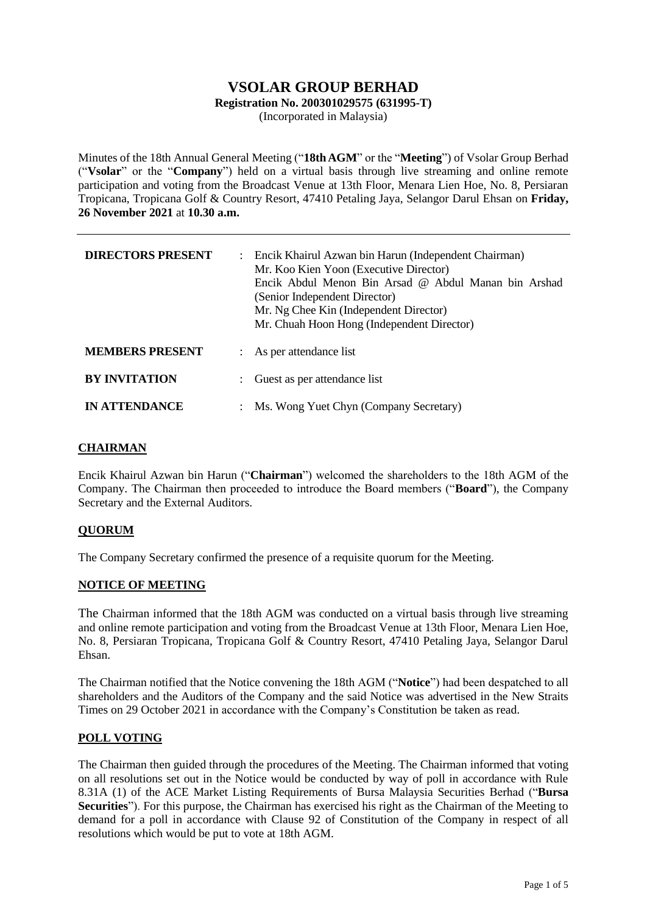# VSOLAR GROUP BERHAD

**Registration No. 200301029575 (631995-T)**

(Incorporated in Malaysia)

Minutes of the 18th Annual General Meeting ("**18th AGM**" or the "**Meeting**") of Vsolar Group Berhad ("**Vsolar**" or the "**Company**") held on a virtual basis through live streaming and online remote participation and voting from the Broadcast Venue at 13th Floor, Menara Lien Hoe, No. 8, Persiaran Tropicana, Tropicana Golf & Country Resort, 47410 Petaling Jaya, Selangor Darul Ehsan on **Friday, 26 November 2021** at **10.30 a.m.**

---

| | | |
|---|---|---|
| **DIRECTORS PRESENT** | : | Encik Khairul Azwan bin Harun (Independent Chairman)<br>Mr. Koo Kien Yoon (Executive Director)<br>Encik Abdul Menon Bin Arsad @ Abdul Manan bin Arshad (Senior Independent Director)<br>Mr. Ng Chee Kin (Independent Director)<br>Mr. Chuah Hoon Hong (Independent Director) |
| **MEMBERS PRESENT** | : | As per attendance list |
| **BY INVITATION** | : | Guest as per attendance list |
| **IN ATTENDANCE** | : | Ms. Wong Yuet Chyn (Company Secretary) |

## CHAIRMAN

Encik Khairul Azwan bin Harun ("**Chairman**") welcomed the shareholders to the 18th AGM of the Company. The Chairman then proceeded to introduce the Board members ("**Board**"), the Company Secretary and the External Auditors.

## QUORUM

The Company Secretary confirmed the presence of a requisite quorum for the Meeting.

## NOTICE OF MEETING

The Chairman informed that the 18th AGM was conducted on a virtual basis through live streaming and online remote participation and voting from the Broadcast Venue at 13th Floor, Menara Lien Hoe, No. 8, Persiaran Tropicana, Tropicana Golf & Country Resort, 47410 Petaling Jaya, Selangor Darul Ehsan.

The Chairman notified that the Notice convening the 18th AGM ("**Notice**") had been despatched to all shareholders and the Auditors of the Company and the said Notice was advertised in the New Straits Times on 29 October 2021 in accordance with the Company's Constitution be taken as read.

## POLL VOTING

The Chairman then guided through the procedures of the Meeting. The Chairman informed that voting on all resolutions set out in the Notice would be conducted by way of poll in accordance with Rule 8.31A (1) of the ACE Market Listing Requirements of Bursa Malaysia Securities Berhad ("**Bursa Securities**"). For this purpose, the Chairman has exercised his right as the Chairman of the Meeting to demand for a poll in accordance with Clause 92 of Constitution of the Company in respect of all resolutions which would be put to vote at 18th AGM.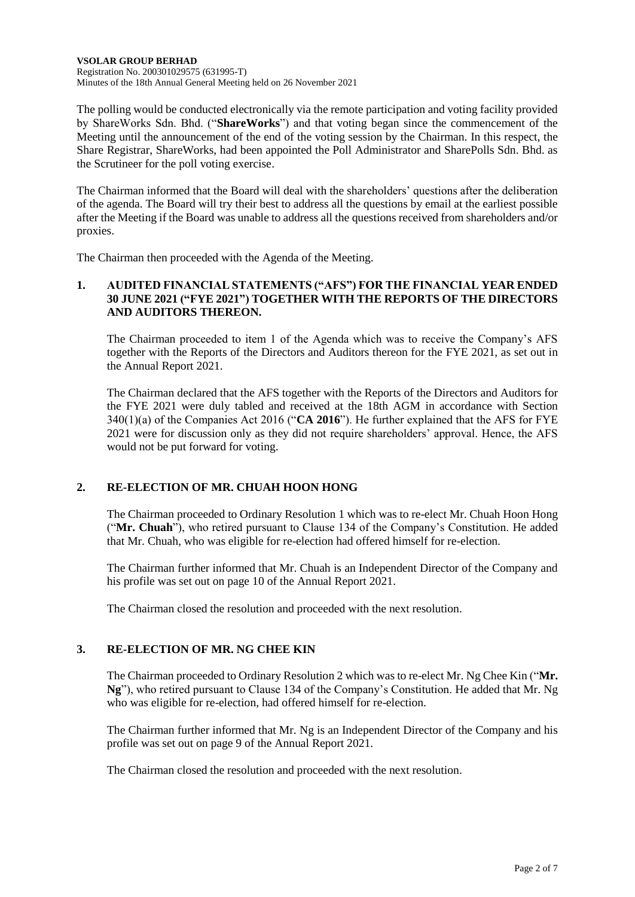The polling would be conducted electronically via the remote participation and voting facility provided by ShareWorks Sdn. Bhd. ("**ShareWorks**") and that voting began since the commencement of the Meeting until the announcement of the end of the voting session by the Chairman. In this respect, the Share Registrar, ShareWorks, had been appointed the Poll Administrator and SharePolls Sdn. Bhd. as the Scrutineer for the poll voting exercise.

The Chairman informed that the Board will deal with the shareholders' questions after the deliberation of the agenda. The Board will try their best to address all the questions by email at the earliest possible after the Meeting if the Board was unable to address all the questions received from shareholders and/or proxies.

The Chairman then proceeded with the Agenda of the Meeting.

## 1. AUDITED FINANCIAL STATEMENTS ("AFS") FOR THE FINANCIAL YEAR ENDED 30 JUNE 2021 ("FYE 2021") TOGETHER WITH THE REPORTS OF THE DIRECTORS AND AUDITORS THEREON.

The Chairman proceeded to item 1 of the Agenda which was to receive the Company's AFS together with the Reports of the Directors and Auditors thereon for the FYE 2021, as set out in the Annual Report 2021.

The Chairman declared that the AFS together with the Reports of the Directors and Auditors for the FYE 2021 were duly tabled and received at the 18th AGM in accordance with Section 340(1)(a) of the Companies Act 2016 ("**CA 2016**"). He further explained that the AFS for FYE 2021 were for discussion only as they did not require shareholders' approval. Hence, the AFS would not be put forward for voting.

## 2. RE-ELECTION OF MR. CHUAH HOON HONG

The Chairman proceeded to Ordinary Resolution 1 which was to re-elect Mr. Chuah Hoon Hong ("**Mr. Chuah**"), who retired pursuant to Clause 134 of the Company's Constitution. He added that Mr. Chuah, who was eligible for re-election had offered himself for re-election.

The Chairman further informed that Mr. Chuah is an Independent Director of the Company and his profile was set out on page 10 of the Annual Report 2021.

The Chairman closed the resolution and proceeded with the next resolution.

## 3. RE-ELECTION OF MR. NG CHEE KIN

The Chairman proceeded to Ordinary Resolution 2 which was to re-elect Mr. Ng Chee Kin ("**Mr. Ng**"), who retired pursuant to Clause 134 of the Company's Constitution. He added that Mr. Ng who was eligible for re-election, had offered himself for re-election.

The Chairman further informed that Mr. Ng is an Independent Director of the Company and his profile was set out on page 9 of the Annual Report 2021.

The Chairman closed the resolution and proceeded with the next resolution.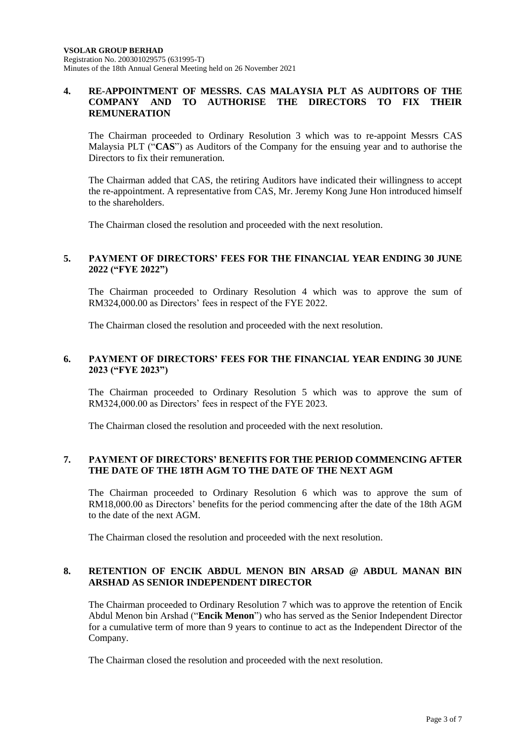## 4. RE-APPOINTMENT OF MESSRS. CAS MALAYSIA PLT AS AUDITORS OF THE COMPANY AND TO AUTHORISE THE DIRECTORS TO FIX THEIR REMUNERATION

The Chairman proceeded to Ordinary Resolution 3 which was to re-appoint Messrs CAS Malaysia PLT ("**CAS**") as Auditors of the Company for the ensuing year and to authorise the Directors to fix their remuneration.

The Chairman added that CAS, the retiring Auditors have indicated their willingness to accept the re-appointment. A representative from CAS, Mr. Jeremy Kong June Hon introduced himself to the shareholders.

The Chairman closed the resolution and proceeded with the next resolution.

## 5. PAYMENT OF DIRECTORS' FEES FOR THE FINANCIAL YEAR ENDING 30 JUNE 2022 ("FYE 2022")

The Chairman proceeded to Ordinary Resolution 4 which was to approve the sum of RM324,000.00 as Directors' fees in respect of the FYE 2022.

The Chairman closed the resolution and proceeded with the next resolution.

## 6. PAYMENT OF DIRECTORS' FEES FOR THE FINANCIAL YEAR ENDING 30 JUNE 2023 ("FYE 2023")

The Chairman proceeded to Ordinary Resolution 5 which was to approve the sum of RM324,000.00 as Directors' fees in respect of the FYE 2023.

The Chairman closed the resolution and proceeded with the next resolution.

## 7. PAYMENT OF DIRECTORS' BENEFITS FOR THE PERIOD COMMENCING AFTER THE DATE OF THE 18TH AGM TO THE DATE OF THE NEXT AGM

The Chairman proceeded to Ordinary Resolution 6 which was to approve the sum of RM18,000.00 as Directors' benefits for the period commencing after the date of the 18th AGM to the date of the next AGM.

The Chairman closed the resolution and proceeded with the next resolution.

## 8. RETENTION OF ENCIK ABDUL MENON BIN ARSAD @ ABDUL MANAN BIN ARSHAD AS SENIOR INDEPENDENT DIRECTOR

The Chairman proceeded to Ordinary Resolution 7 which was to approve the retention of Encik Abdul Menon bin Arshad ("**Encik Menon**") who has served as the Senior Independent Director for a cumulative term of more than 9 years to continue to act as the Independent Director of the Company.

The Chairman closed the resolution and proceeded with the next resolution.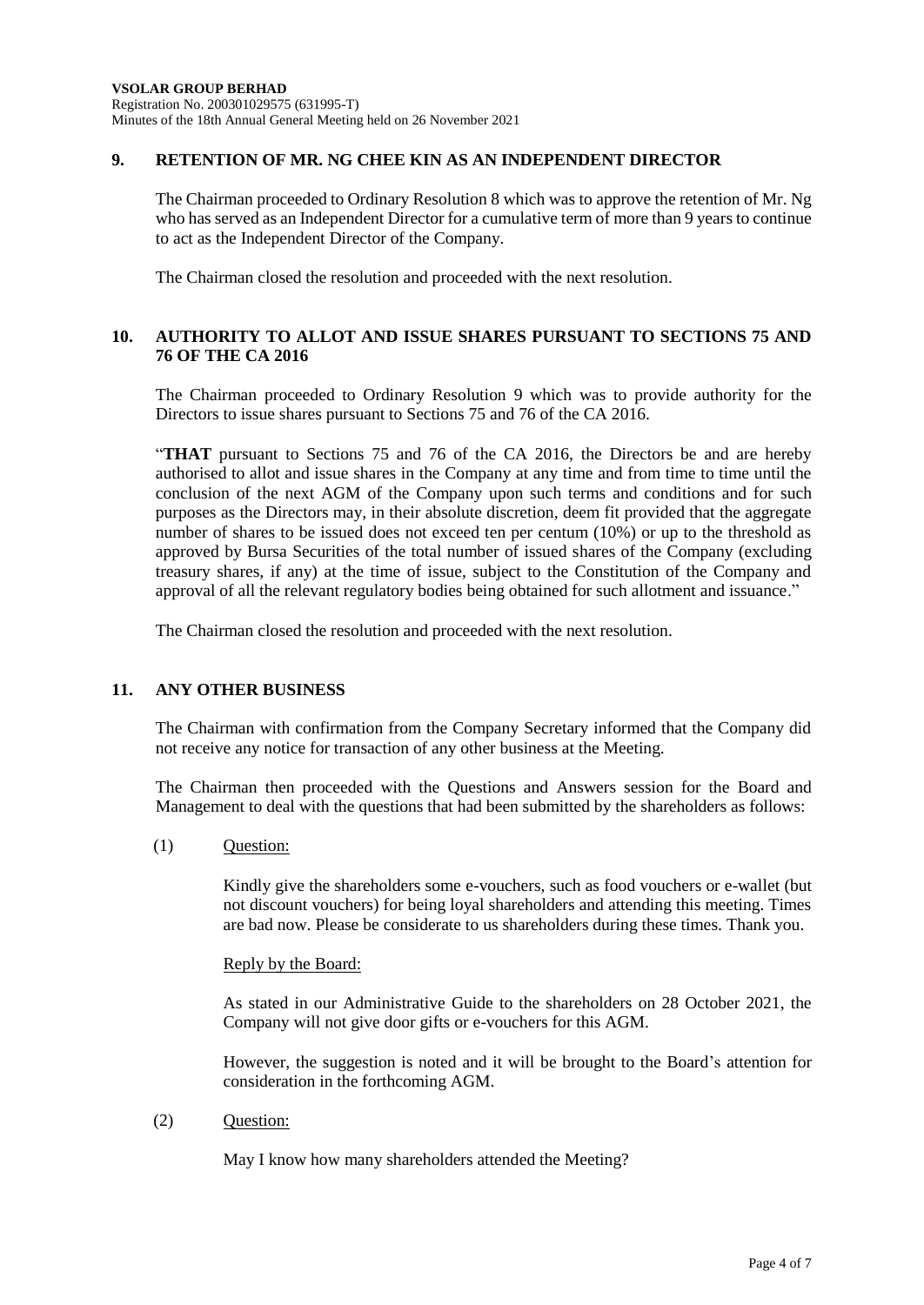## 9. RETENTION OF MR. NG CHEE KIN AS AN INDEPENDENT DIRECTOR

The Chairman proceeded to Ordinary Resolution 8 which was to approve the retention of Mr. Ng who has served as an Independent Director for a cumulative term of more than 9 years to continue to act as the Independent Director of the Company.

The Chairman closed the resolution and proceeded with the next resolution.

## 10. AUTHORITY TO ALLOT AND ISSUE SHARES PURSUANT TO SECTIONS 75 AND 76 OF THE CA 2016

The Chairman proceeded to Ordinary Resolution 9 which was to provide authority for the Directors to issue shares pursuant to Sections 75 and 76 of the CA 2016.

"**THAT** pursuant to Sections 75 and 76 of the CA 2016, the Directors be and are hereby authorised to allot and issue shares in the Company at any time and from time to time until the conclusion of the next AGM of the Company upon such terms and conditions and for such purposes as the Directors may, in their absolute discretion, deem fit provided that the aggregate number of shares to be issued does not exceed ten per centum (10%) or up to the threshold as approved by Bursa Securities of the total number of issued shares of the Company (excluding treasury shares, if any) at the time of issue, subject to the Constitution of the Company and approval of all the relevant regulatory bodies being obtained for such allotment and issuance."

The Chairman closed the resolution and proceeded with the next resolution.

## 11. ANY OTHER BUSINESS

The Chairman with confirmation from the Company Secretary informed that the Company did not receive any notice for transaction of any other business at the Meeting.

The Chairman then proceeded with the Questions and Answers session for the Board and Management to deal with the questions that had been submitted by the shareholders as follows:

(1) Question:

Kindly give the shareholders some e-vouchers, such as food vouchers or e-wallet (but not discount vouchers) for being loyal shareholders and attending this meeting. Times are bad now. Please be considerate to us shareholders during these times. Thank you.

Reply by the Board:

As stated in our Administrative Guide to the shareholders on 28 October 2021, the Company will not give door gifts or e-vouchers for this AGM.

However, the suggestion is noted and it will be brought to the Board's attention for consideration in the forthcoming AGM.

(2) Question:

May I know how many shareholders attended the Meeting?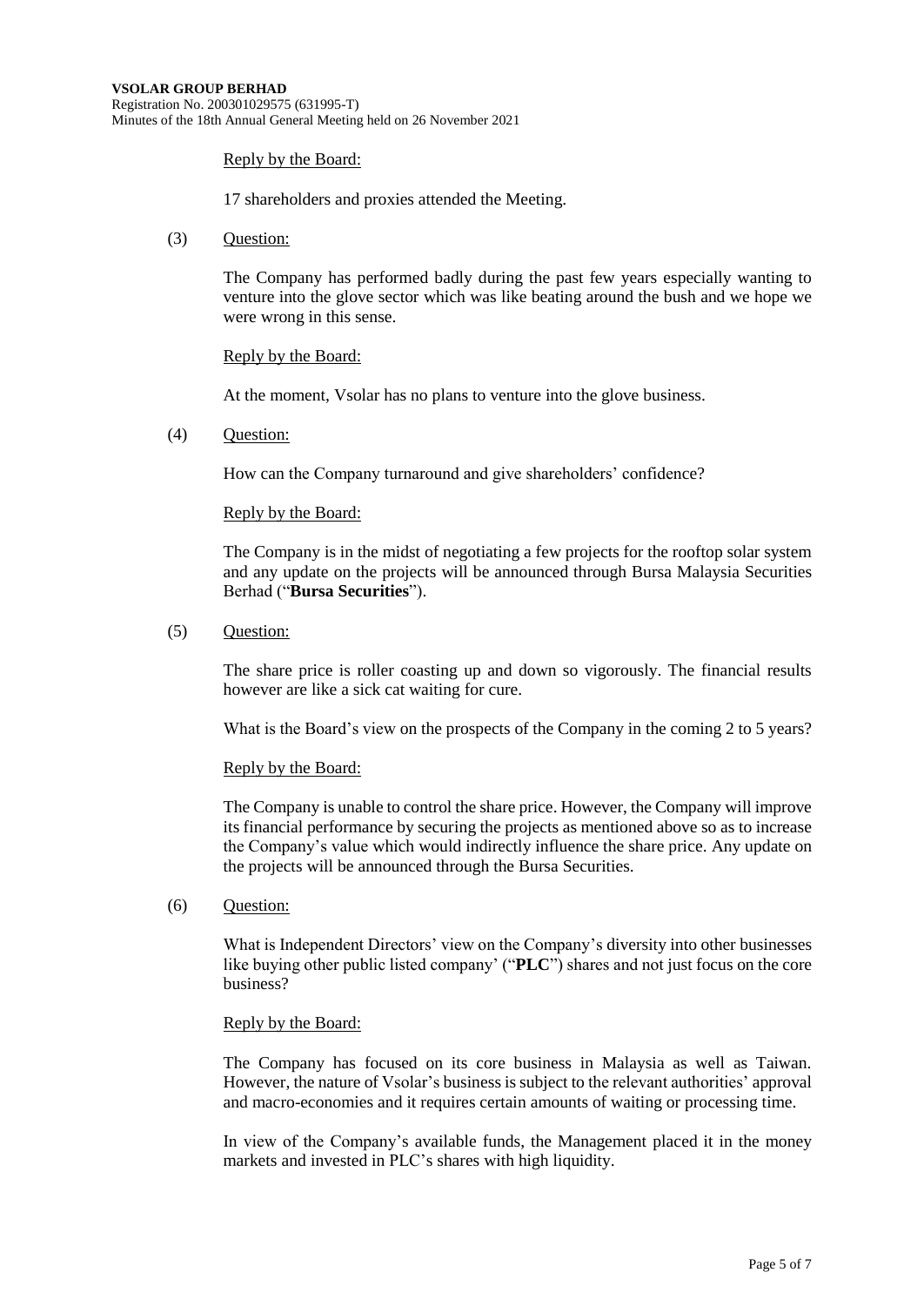Reply by the Board:

17 shareholders and proxies attended the Meeting.

(3) Question:

The Company has performed badly during the past few years especially wanting to venture into the glove sector which was like beating around the bush and we hope we were wrong in this sense.

Reply by the Board:

At the moment, Vsolar has no plans to venture into the glove business.

(4) Question:

How can the Company turnaround and give shareholders' confidence?

Reply by the Board:

The Company is in the midst of negotiating a few projects for the rooftop solar system and any update on the projects will be announced through Bursa Malaysia Securities Berhad ("**Bursa Securities**").

(5) Question:

The share price is roller coasting up and down so vigorously. The financial results however are like a sick cat waiting for cure.

What is the Board's view on the prospects of the Company in the coming 2 to 5 years?

Reply by the Board:

The Company is unable to control the share price. However, the Company will improve its financial performance by securing the projects as mentioned above so as to increase the Company's value which would indirectly influence the share price. Any update on the projects will be announced through the Bursa Securities.

(6) Question:

What is Independent Directors' view on the Company's diversity into other businesses like buying other public listed company' ("**PLC**") shares and not just focus on the core business?

Reply by the Board:

The Company has focused on its core business in Malaysia as well as Taiwan. However, the nature of Vsolar's business is subject to the relevant authorities' approval and macro-economies and it requires certain amounts of waiting or processing time.

In view of the Company's available funds, the Management placed it in the money markets and invested in PLC's shares with high liquidity.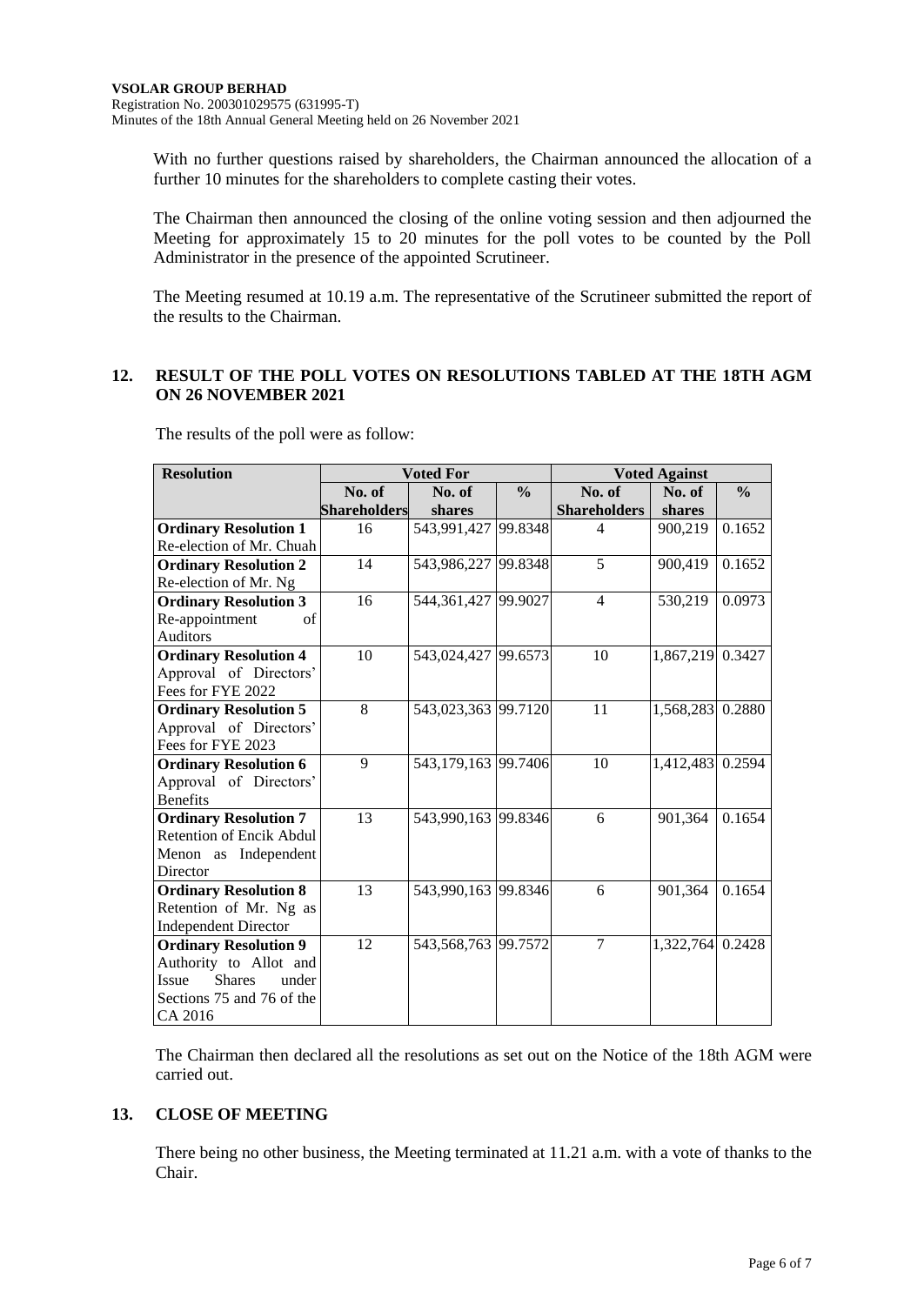With no further questions raised by shareholders, the Chairman announced the allocation of a further 10 minutes for the shareholders to complete casting their votes.

The Chairman then announced the closing of the online voting session and then adjourned the Meeting for approximately 15 to 20 minutes for the poll votes to be counted by the Poll Administrator in the presence of the appointed Scrutineer.

The Meeting resumed at 10.19 a.m. The representative of the Scrutineer submitted the report of the results to the Chairman.

## 12. RESULT OF THE POLL VOTES ON RESOLUTIONS TABLED AT THE 18TH AGM ON 26 NOVEMBER 2021

The results of the poll were as follow:

| Resolution | Voted For | | | Voted Against | | |
|---|---|---|---|---|---|---|
| | No. of Shareholders | No. of shares | % | No. of Shareholders | No. of shares | % |
| **Ordinary Resolution 1** Re-election of Mr. Chuah | 16 | 543,991,427 | 99.8348 | 4 | 900,219 | 0.1652 |
| **Ordinary Resolution 2** Re-election of Mr. Ng | 14 | 543,986,227 | 99.8348 | 5 | 900,419 | 0.1652 |
| **Ordinary Resolution 3** Re-appointment of Auditors | 16 | 544,361,427 | 99.9027 | 4 | 530,219 | 0.0973 |
| **Ordinary Resolution 4** Approval of Directors' Fees for FYE 2022 | 10 | 543,024,427 | 99.6573 | 10 | 1,867,219 | 0.3427 |
| **Ordinary Resolution 5** Approval of Directors' Fees for FYE 2023 | 8 | 543,023,363 | 99.7120 | 11 | 1,568,283 | 0.2880 |
| **Ordinary Resolution 6** Approval of Directors' Benefits | 9 | 543,179,163 | 99.7406 | 10 | 1,412,483 | 0.2594 |
| **Ordinary Resolution 7** Retention of Encik Abdul Menon as Independent Director | 13 | 543,990,163 | 99.8346 | 6 | 901,364 | 0.1654 |
| **Ordinary Resolution 8** Retention of Mr. Ng as Independent Director | 13 | 543,990,163 | 99.8346 | 6 | 901,364 | 0.1654 |
| **Ordinary Resolution 9** Authority to Allot and Issue Shares under Sections 75 and 76 of the CA 2016 | 12 | 543,568,763 | 99.7572 | 7 | 1,322,764 | 0.2428 |

The Chairman then declared all the resolutions as set out on the Notice of the 18th AGM were carried out.

## 13. CLOSE OF MEETING

There being no other business, the Meeting terminated at 11.21 a.m. with a vote of thanks to the Chair.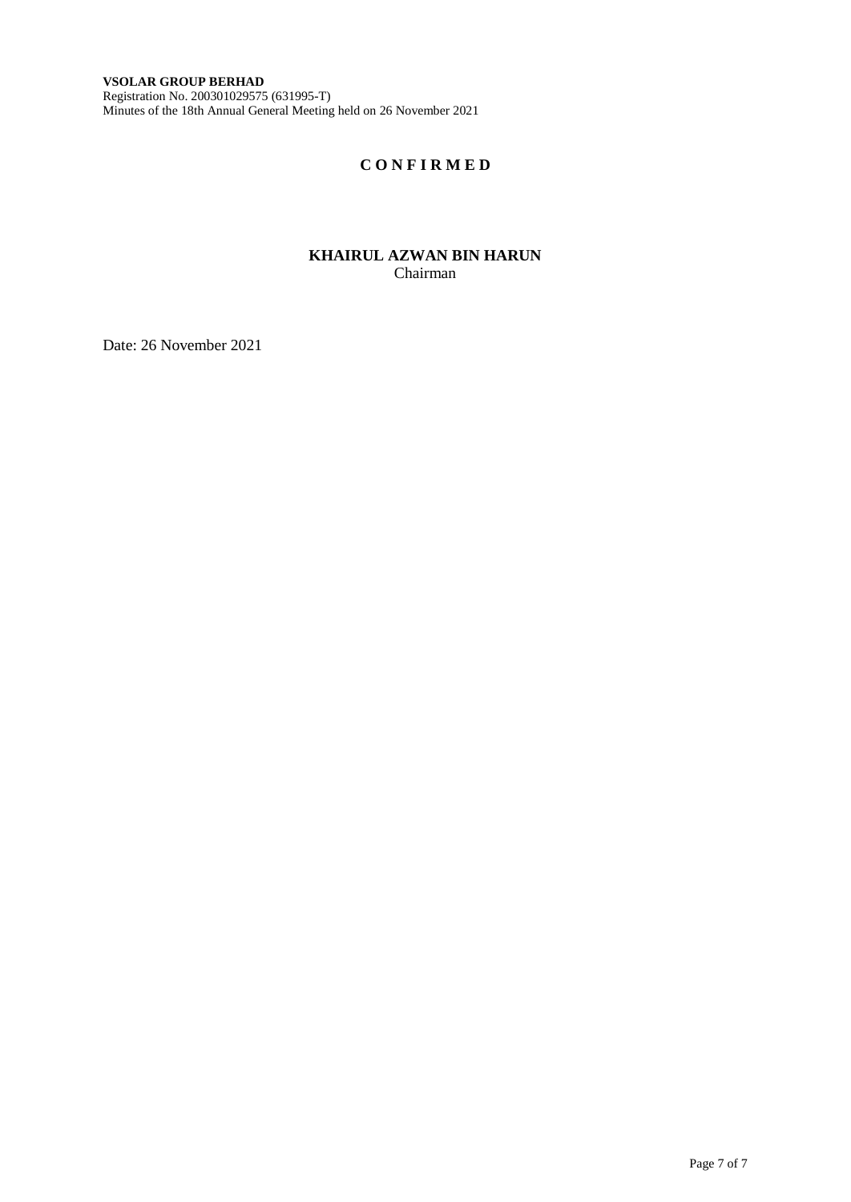**C O N F I R M E D**

**KHAIRUL AZWAN BIN HARUN**
Chairman

Date: 26 November 2021